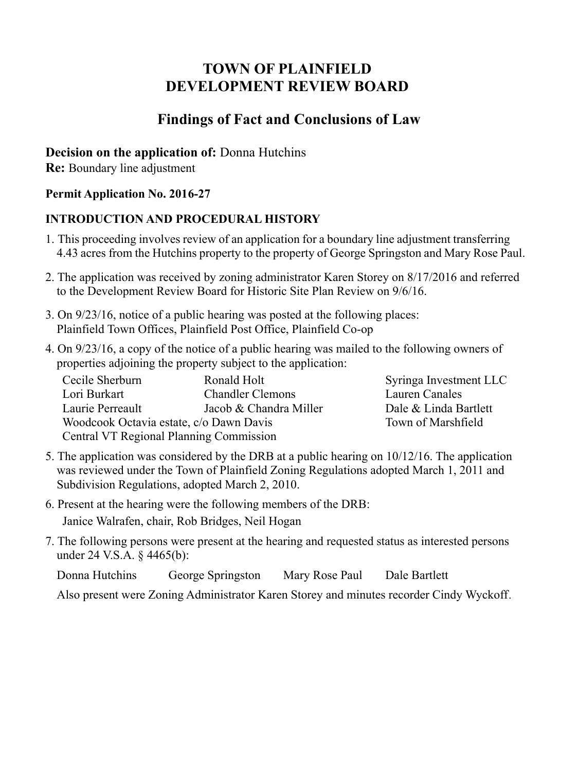# TOWN OF PLAINFIELD
# DEVELOPMENT REVIEW BOARD

## Findings of Fact and Conclusions of Law

**Decision on the application of:** Donna Hutchins
**Re:** Boundary line adjustment

**Permit Application No. 2016-27**

### INTRODUCTION AND PROCEDURAL HISTORY

1. This proceeding involves review of an application for a boundary line adjustment transferring 4.43 acres from the Hutchins property to the property of George Springston and Mary Rose Paul.

2. The application was received by zoning administrator Karen Storey on 8/17/2016 and referred to the Development Review Board for Historic Site Plan Review on 9/6/16.

3. On 9/23/16, notice of a public hearing was posted at the following places: Plainfield Town Offices, Plainfield Post Office, Plainfield Co-op

4. On 9/23/16, a copy of the notice of a public hearing was mailed to the following owners of properties adjoining the property subject to the application:

   Cecile Sherburn, Ronald Holt, Syringa Investment LLC, Lori Burkart, Chandler Clemons, Lauren Canales, Laurie Perreault, Jacob & Chandra Miller, Dale & Linda Bartlett, Woodcook Octavia estate, c/o Dawn Davis, Town of Marshfield, Central VT Regional Planning Commission

5. The application was considered by the DRB at a public hearing on 10/12/16. The application was reviewed under the Town of Plainfield Zoning Regulations adopted March 1, 2011 and Subdivision Regulations, adopted March 2, 2010.

6. Present at the hearing were the following members of the DRB:
   Janice Walrafen, chair, Rob Bridges, Neil Hogan

7. The following persons were present at the hearing and requested status as interested persons under 24 V.S.A. § 4465(b):

   Donna Hutchins, George Springston, Mary Rose Paul, Dale Bartlett

   Also present were Zoning Administrator Karen Storey and minutes recorder Cindy Wyckoff.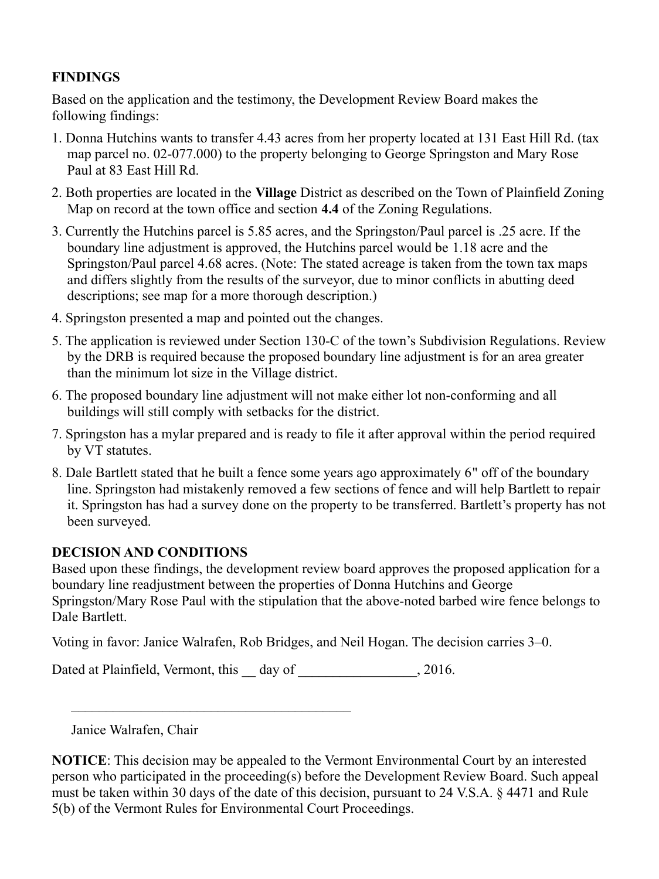**FINDINGS**

Based on the application and the testimony, the Development Review Board makes the following findings:

1. Donna Hutchins wants to transfer 4.43 acres from her property located at 131 East Hill Rd. (tax map parcel no. 02-077.000) to the property belonging to George Springston and Mary Rose Paul at 83 East Hill Rd.
2. Both properties are located in the **Village** District as described on the Town of Plainfield Zoning Map on record at the town office and section **4.4** of the Zoning Regulations.
3. Currently the Hutchins parcel is 5.85 acres, and the Springston/Paul parcel is .25 acre. If the boundary line adjustment is approved, the Hutchins parcel would be 1.18 acre and the Springston/Paul parcel 4.68 acres. (Note: The stated acreage is taken from the town tax maps and differs slightly from the results of the surveyor, due to minor conflicts in abutting deed descriptions; see map for a more thorough description.)
4. Springston presented a map and pointed out the changes.
5. The application is reviewed under Section 130-C of the town's Subdivision Regulations. Review by the DRB is required because the proposed boundary line adjustment is for an area greater than the minimum lot size in the Village district.
6. The proposed boundary line adjustment will not make either lot non-conforming and all buildings will still comply with setbacks for the district.
7. Springston has a mylar prepared and is ready to file it after approval within the period required by VT statutes.
8. Dale Bartlett stated that he built a fence some years ago approximately 6" off of the boundary line. Springston had mistakenly removed a few sections of fence and will help Bartlett to repair it. Springston has had a survey done on the property to be transferred. Bartlett's property has not been surveyed.

**DECISION AND CONDITIONS**

Based upon these findings, the development review board approves the proposed application for a boundary line readjustment between the properties of Donna Hutchins and George Springston/Mary Rose Paul with the stipulation that the above-noted barbed wire fence belongs to Dale Bartlett.

Voting in favor: Janice Walrafen, Rob Bridges, and Neil Hogan. The decision carries 3–0.

Dated at Plainfield, Vermont, this __ day of _________________, 2016.

_________________________________________

Janice Walrafen, Chair

**NOTICE**: This decision may be appealed to the Vermont Environmental Court by an interested person who participated in the proceeding(s) before the Development Review Board. Such appeal must be taken within 30 days of the date of this decision, pursuant to 24 V.S.A. § 4471 and Rule 5(b) of the Vermont Rules for Environmental Court Proceedings.